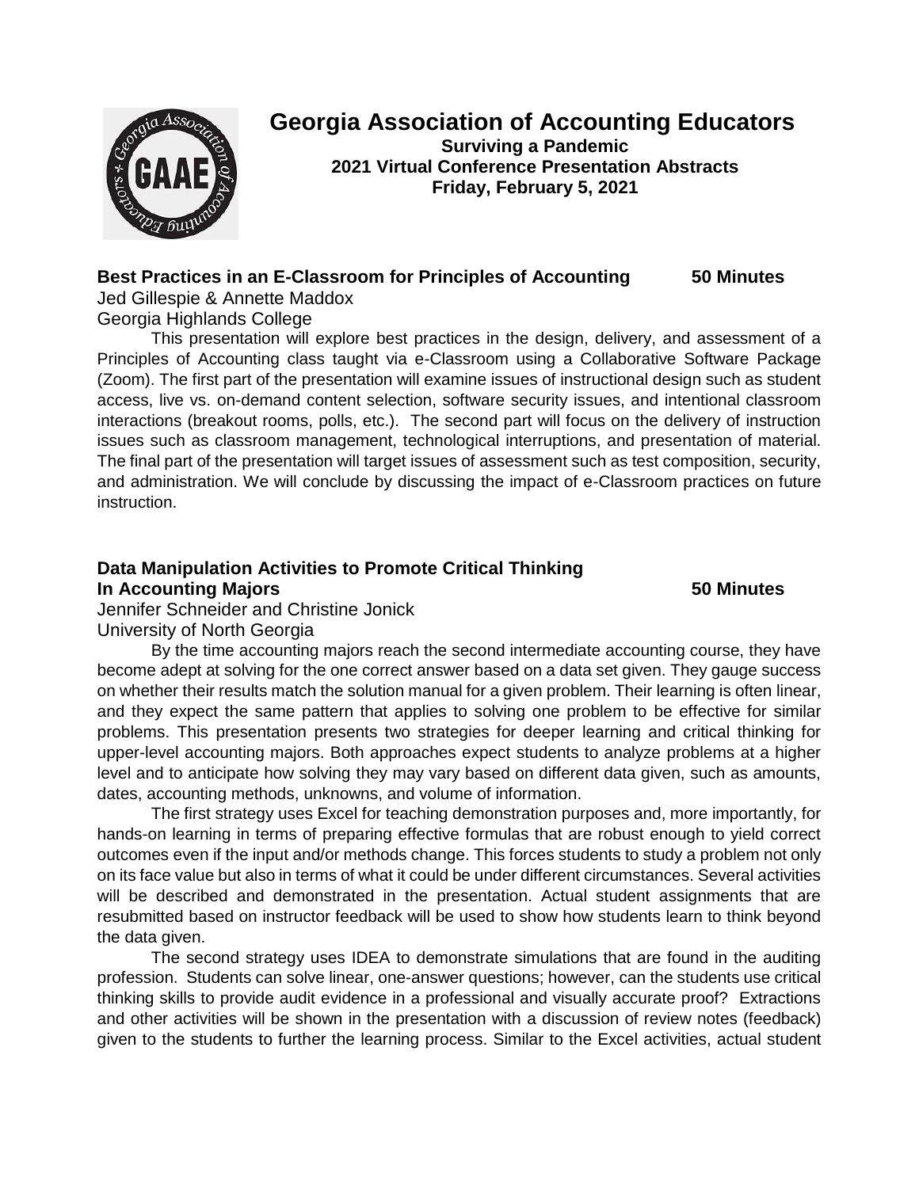# Georgia Association of Accounting Educators

**Surviving a Pandemic**
**2021 Virtual Conference Presentation Abstracts**
**Friday, February 5, 2021**

### Best Practices in an E-Classroom for Principles of Accounting — 50 Minutes

Jed Gillespie & Annette Maddox
Georgia Highlands College

This presentation will explore best practices in the design, delivery, and assessment of a Principles of Accounting class taught via e-Classroom using a Collaborative Software Package (Zoom). The first part of the presentation will examine issues of instructional design such as student access, live vs. on-demand content selection, software security issues, and intentional classroom interactions (breakout rooms, polls, etc.). The second part will focus on the delivery of instruction issues such as classroom management, technological interruptions, and presentation of material. The final part of the presentation will target issues of assessment such as test composition, security, and administration. We will conclude by discussing the impact of e-Classroom practices on future instruction.

### Data Manipulation Activities to Promote Critical Thinking In Accounting Majors — 50 Minutes

Jennifer Schneider and Christine Jonick
University of North Georgia

By the time accounting majors reach the second intermediate accounting course, they have become adept at solving for the one correct answer based on a data set given. They gauge success on whether their results match the solution manual for a given problem. Their learning is often linear, and they expect the same pattern that applies to solving one problem to be effective for similar problems. This presentation presents two strategies for deeper learning and critical thinking for upper-level accounting majors. Both approaches expect students to analyze problems at a higher level and to anticipate how solving they may vary based on different data given, such as amounts, dates, accounting methods, unknowns, and volume of information.

The first strategy uses Excel for teaching demonstration purposes and, more importantly, for hands-on learning in terms of preparing effective formulas that are robust enough to yield correct outcomes even if the input and/or methods change. This forces students to study a problem not only on its face value but also in terms of what it could be under different circumstances. Several activities will be described and demonstrated in the presentation. Actual student assignments that are resubmitted based on instructor feedback will be used to show how students learn to think beyond the data given.

The second strategy uses IDEA to demonstrate simulations that are found in the auditing profession. Students can solve linear, one-answer questions; however, can the students use critical thinking skills to provide audit evidence in a professional and visually accurate proof? Extractions and other activities will be shown in the presentation with a discussion of review notes (feedback) given to the students to further the learning process. Similar to the Excel activities, actual student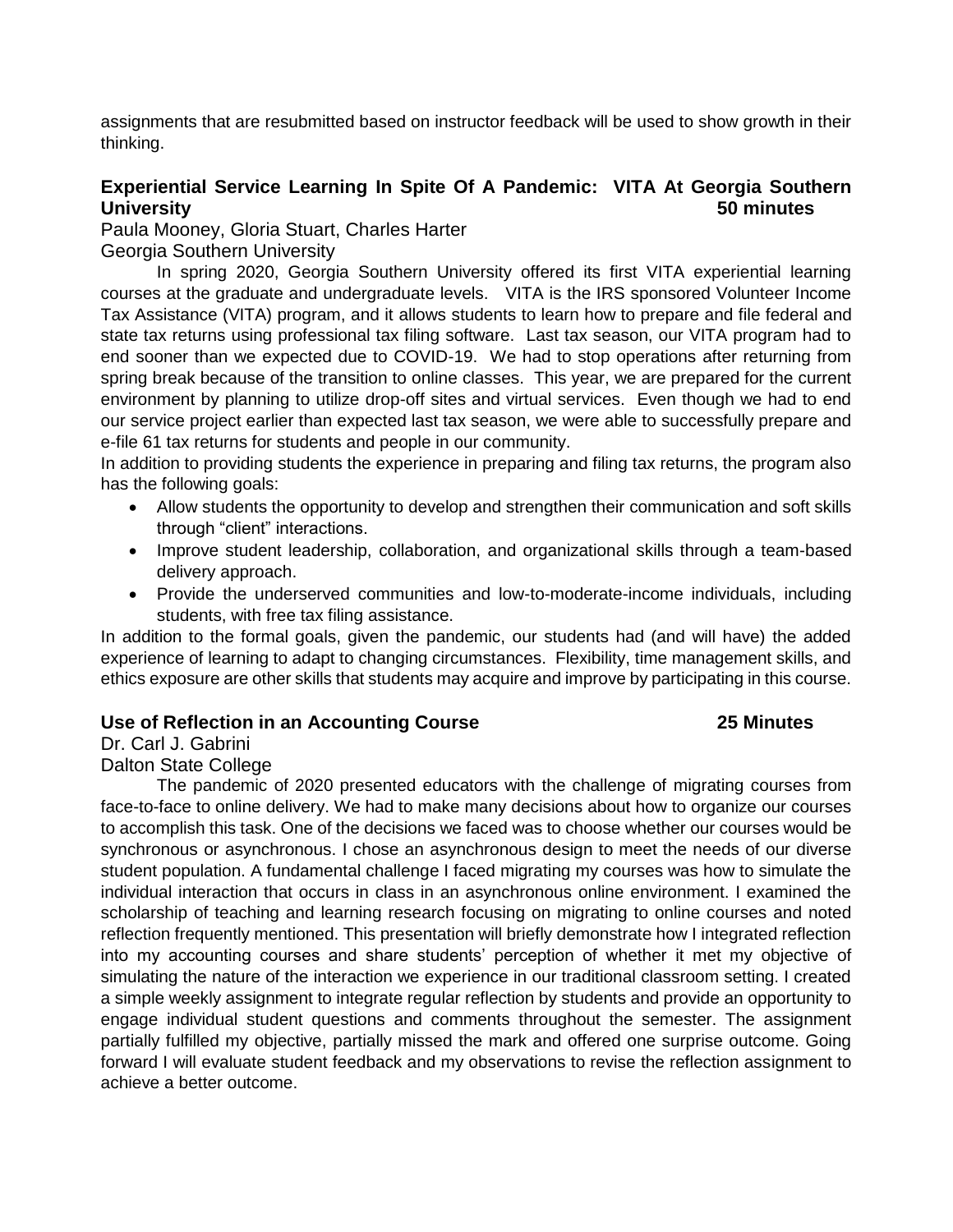assignments that are resubmitted based on instructor feedback will be used to show growth in their thinking.

### Experiential Service Learning In Spite Of A Pandemic: VITA At Georgia Southern University — 50 minutes

Paula Mooney, Gloria Stuart, Charles Harter
Georgia Southern University

In spring 2020, Georgia Southern University offered its first VITA experiential learning courses at the graduate and undergraduate levels. VITA is the IRS sponsored Volunteer Income Tax Assistance (VITA) program, and it allows students to learn how to prepare and file federal and state tax returns using professional tax filing software. Last tax season, our VITA program had to end sooner than we expected due to COVID-19. We had to stop operations after returning from spring break because of the transition to online classes. This year, we are prepared for the current environment by planning to utilize drop-off sites and virtual services. Even though we had to end our service project earlier than expected last tax season, we were able to successfully prepare and e-file 61 tax returns for students and people in our community.

In addition to providing students the experience in preparing and filing tax returns, the program also has the following goals:

- Allow students the opportunity to develop and strengthen their communication and soft skills through "client" interactions.
- Improve student leadership, collaboration, and organizational skills through a team-based delivery approach.
- Provide the underserved communities and low-to-moderate-income individuals, including students, with free tax filing assistance.

In addition to the formal goals, given the pandemic, our students had (and will have) the added experience of learning to adapt to changing circumstances. Flexibility, time management skills, and ethics exposure are other skills that students may acquire and improve by participating in this course.

### Use of Reflection in an Accounting Course — 25 Minutes

Dr. Carl J. Gabrini
Dalton State College

The pandemic of 2020 presented educators with the challenge of migrating courses from face-to-face to online delivery. We had to make many decisions about how to organize our courses to accomplish this task. One of the decisions we faced was to choose whether our courses would be synchronous or asynchronous. I chose an asynchronous design to meet the needs of our diverse student population. A fundamental challenge I faced migrating my courses was how to simulate the individual interaction that occurs in class in an asynchronous online environment. I examined the scholarship of teaching and learning research focusing on migrating to online courses and noted reflection frequently mentioned. This presentation will briefly demonstrate how I integrated reflection into my accounting courses and share students' perception of whether it met my objective of simulating the nature of the interaction we experience in our traditional classroom setting. I created a simple weekly assignment to integrate regular reflection by students and provide an opportunity to engage individual student questions and comments throughout the semester. The assignment partially fulfilled my objective, partially missed the mark and offered one surprise outcome. Going forward I will evaluate student feedback and my observations to revise the reflection assignment to achieve a better outcome.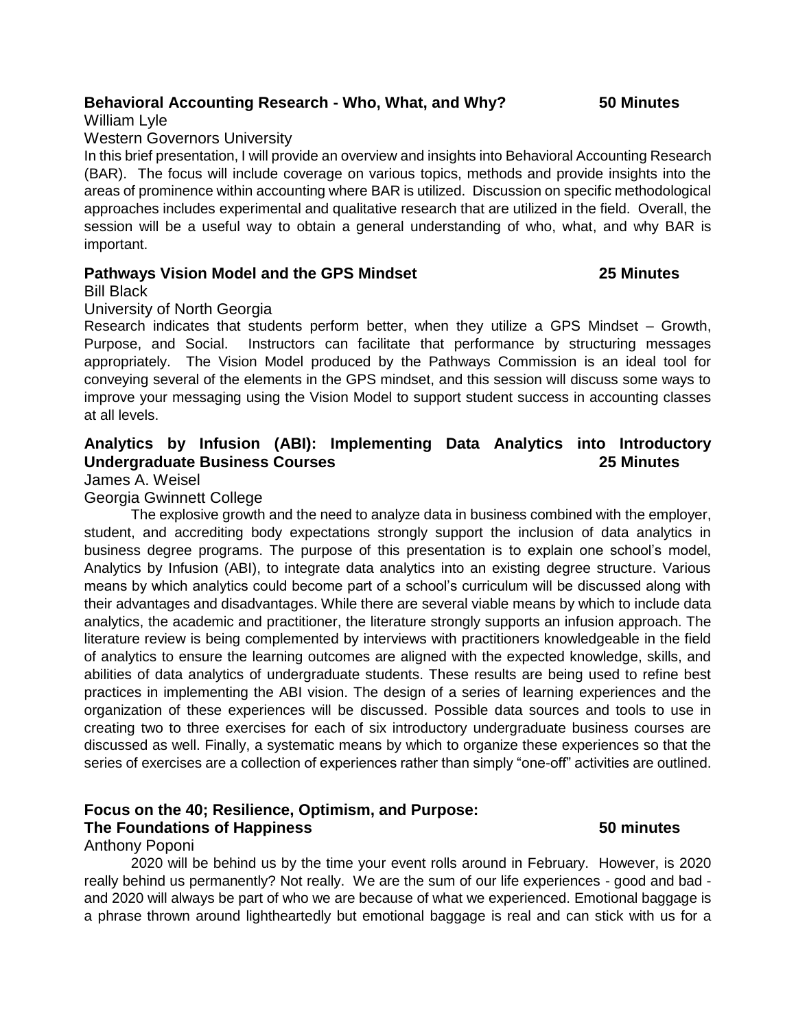**Behavioral Accounting Research - Who, What, and Why? 50 Minutes**

William Lyle

Western Governors University

In this brief presentation, I will provide an overview and insights into Behavioral Accounting Research (BAR). The focus will include coverage on various topics, methods and provide insights into the areas of prominence within accounting where BAR is utilized. Discussion on specific methodological approaches includes experimental and qualitative research that are utilized in the field. Overall, the session will be a useful way to obtain a general understanding of who, what, and why BAR is important.

**Pathways Vision Model and the GPS Mindset 25 Minutes**

Bill Black

University of North Georgia

Research indicates that students perform better, when they utilize a GPS Mindset – Growth, Purpose, and Social. Instructors can facilitate that performance by structuring messages appropriately. The Vision Model produced by the Pathways Commission is an ideal tool for conveying several of the elements in the GPS mindset, and this session will discuss some ways to improve your messaging using the Vision Model to support student success in accounting classes at all levels.

**Analytics by Infusion (ABI): Implementing Data Analytics into Introductory Undergraduate Business Courses 25 Minutes**

James A. Weisel

Georgia Gwinnett College

The explosive growth and the need to analyze data in business combined with the employer, student, and accrediting body expectations strongly support the inclusion of data analytics in business degree programs. The purpose of this presentation is to explain one school's model, Analytics by Infusion (ABI), to integrate data analytics into an existing degree structure. Various means by which analytics could become part of a school's curriculum will be discussed along with their advantages and disadvantages. While there are several viable means by which to include data analytics, the academic and practitioner, the literature strongly supports an infusion approach. The literature review is being complemented by interviews with practitioners knowledgeable in the field of analytics to ensure the learning outcomes are aligned with the expected knowledge, skills, and abilities of data analytics of undergraduate students. These results are being used to refine best practices in implementing the ABI vision. The design of a series of learning experiences and the organization of these experiences will be discussed. Possible data sources and tools to use in creating two to three exercises for each of six introductory undergraduate business courses are discussed as well. Finally, a systematic means by which to organize these experiences so that the series of exercises are a collection of experiences rather than simply "one-off" activities are outlined.

**Focus on the 40; Resilience, Optimism, and Purpose: The Foundations of Happiness 50 minutes**

Anthony Poponi

2020 will be behind us by the time your event rolls around in February. However, is 2020 really behind us permanently? Not really. We are the sum of our life experiences - good and bad - and 2020 will always be part of who we are because of what we experienced. Emotional baggage is a phrase thrown around lightheartedly but emotional baggage is real and can stick with us for a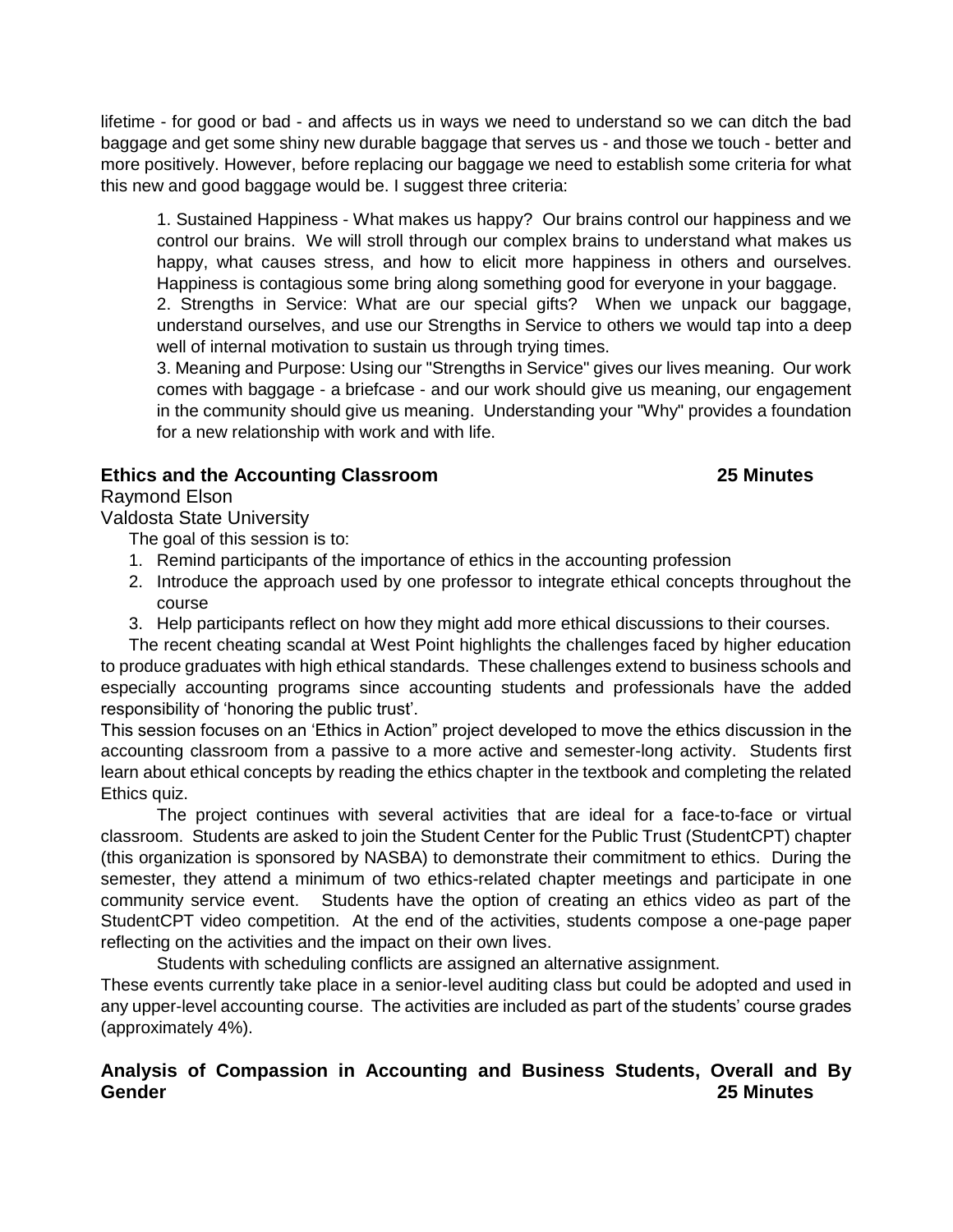lifetime - for good or bad - and affects us in ways we need to understand so we can ditch the bad baggage and get some shiny new durable baggage that serves us - and those we touch - better and more positively. However, before replacing our baggage we need to establish some criteria for what this new and good baggage would be. I suggest three criteria:

1. Sustained Happiness - What makes us happy? Our brains control our happiness and we control our brains. We will stroll through our complex brains to understand what makes us happy, what causes stress, and how to elicit more happiness in others and ourselves. Happiness is contagious some bring along something good for everyone in your baggage.
2. Strengths in Service: What are our special gifts? When we unpack our baggage, understand ourselves, and use our Strengths in Service to others we would tap into a deep well of internal motivation to sustain us through trying times.
3. Meaning and Purpose: Using our "Strengths in Service" gives our lives meaning. Our work comes with baggage - a briefcase - and our work should give us meaning, our engagement in the community should give us meaning. Understanding your "Why" provides a foundation for a new relationship with work and with life.

### Ethics and the Accounting Classroom — 25 Minutes

Raymond Elson
Valdosta State University

The goal of this session is to:

1. Remind participants of the importance of ethics in the accounting profession
2. Introduce the approach used by one professor to integrate ethical concepts throughout the course
3. Help participants reflect on how they might add more ethical discussions to their courses.

The recent cheating scandal at West Point highlights the challenges faced by higher education to produce graduates with high ethical standards. These challenges extend to business schools and especially accounting programs since accounting students and professionals have the added responsibility of 'honoring the public trust'.

This session focuses on an 'Ethics in Action" project developed to move the ethics discussion in the accounting classroom from a passive to a more active and semester-long activity. Students first learn about ethical concepts by reading the ethics chapter in the textbook and completing the related Ethics quiz.

The project continues with several activities that are ideal for a face-to-face or virtual classroom. Students are asked to join the Student Center for the Public Trust (StudentCPT) chapter (this organization is sponsored by NASBA) to demonstrate their commitment to ethics. During the semester, they attend a minimum of two ethics-related chapter meetings and participate in one community service event. Students have the option of creating an ethics video as part of the StudentCPT video competition. At the end of the activities, students compose a one-page paper reflecting on the activities and the impact on their own lives.

Students with scheduling conflicts are assigned an alternative assignment.

These events currently take place in a senior-level auditing class but could be adopted and used in any upper-level accounting course. The activities are included as part of the students' course grades (approximately 4%).

### Analysis of Compassion in Accounting and Business Students, Overall and By Gender — 25 Minutes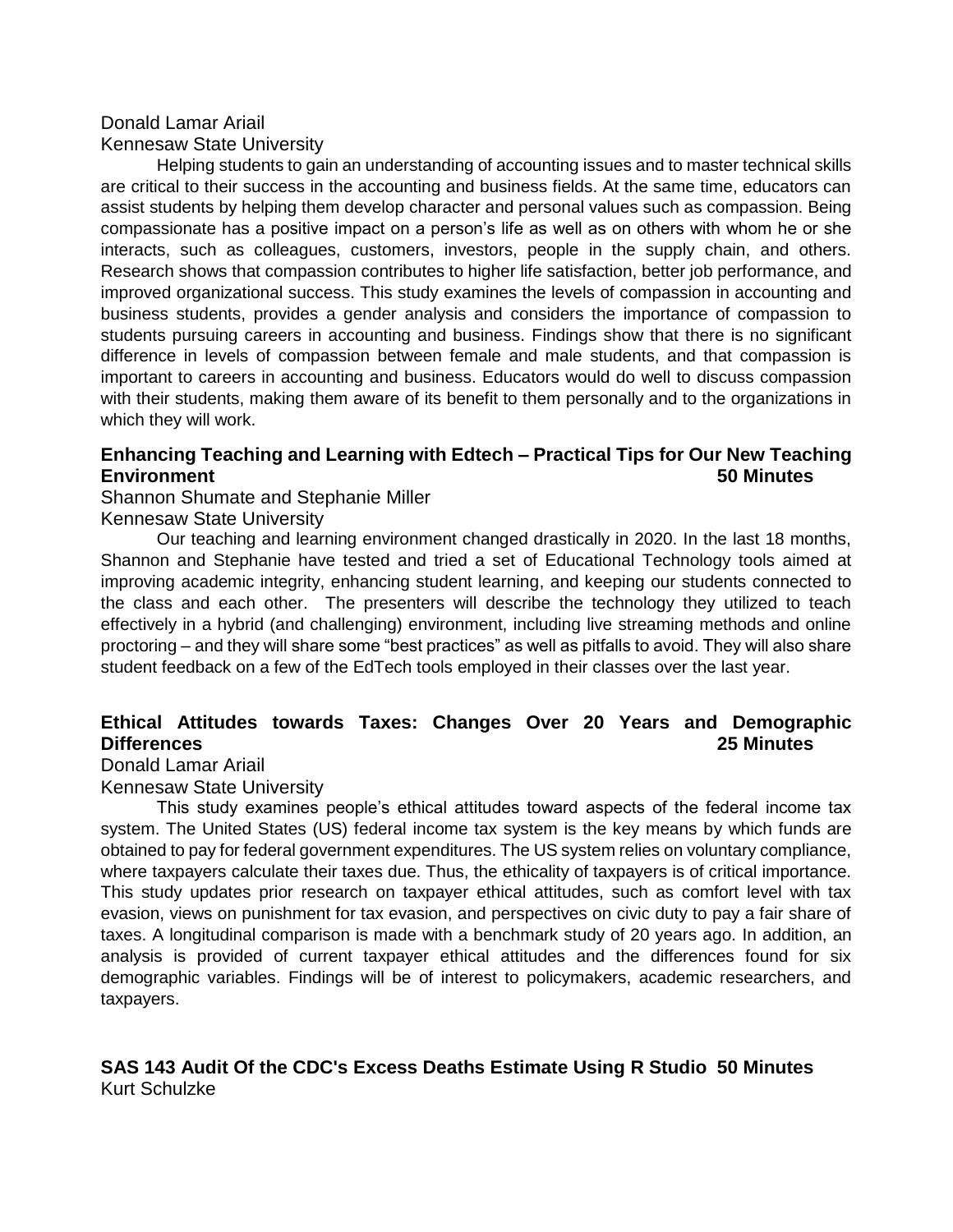Donald Lamar Ariail
Kennesaw State University

Helping students to gain an understanding of accounting issues and to master technical skills are critical to their success in the accounting and business fields. At the same time, educators can assist students by helping them develop character and personal values such as compassion. Being compassionate has a positive impact on a person's life as well as on others with whom he or she interacts, such as colleagues, customers, investors, people in the supply chain, and others. Research shows that compassion contributes to higher life satisfaction, better job performance, and improved organizational success. This study examines the levels of compassion in accounting and business students, provides a gender analysis and considers the importance of compassion to students pursuing careers in accounting and business. Findings show that there is no significant difference in levels of compassion between female and male students, and that compassion is important to careers in accounting and business. Educators would do well to discuss compassion with their students, making them aware of its benefit to them personally and to the organizations in which they will work.

**Enhancing Teaching and Learning with Edtech – Practical Tips for Our New Teaching Environment 50 Minutes**

Shannon Shumate and Stephanie Miller
Kennesaw State University

Our teaching and learning environment changed drastically in 2020. In the last 18 months, Shannon and Stephanie have tested and tried a set of Educational Technology tools aimed at improving academic integrity, enhancing student learning, and keeping our students connected to the class and each other. The presenters will describe the technology they utilized to teach effectively in a hybrid (and challenging) environment, including live streaming methods and online proctoring – and they will share some "best practices" as well as pitfalls to avoid. They will also share student feedback on a few of the EdTech tools employed in their classes over the last year.

**Ethical Attitudes towards Taxes: Changes Over 20 Years and Demographic Differences 25 Minutes**

Donald Lamar Ariail
Kennesaw State University

This study examines people's ethical attitudes toward aspects of the federal income tax system. The United States (US) federal income tax system is the key means by which funds are obtained to pay for federal government expenditures. The US system relies on voluntary compliance, where taxpayers calculate their taxes due. Thus, the ethicality of taxpayers is of critical importance. This study updates prior research on taxpayer ethical attitudes, such as comfort level with tax evasion, views on punishment for tax evasion, and perspectives on civic duty to pay a fair share of taxes. A longitudinal comparison is made with a benchmark study of 20 years ago. In addition, an analysis is provided of current taxpayer ethical attitudes and the differences found for six demographic variables. Findings will be of interest to policymakers, academic researchers, and taxpayers.

**SAS 143 Audit Of the CDC's Excess Deaths Estimate Using R Studio 50 Minutes**

Kurt Schulzke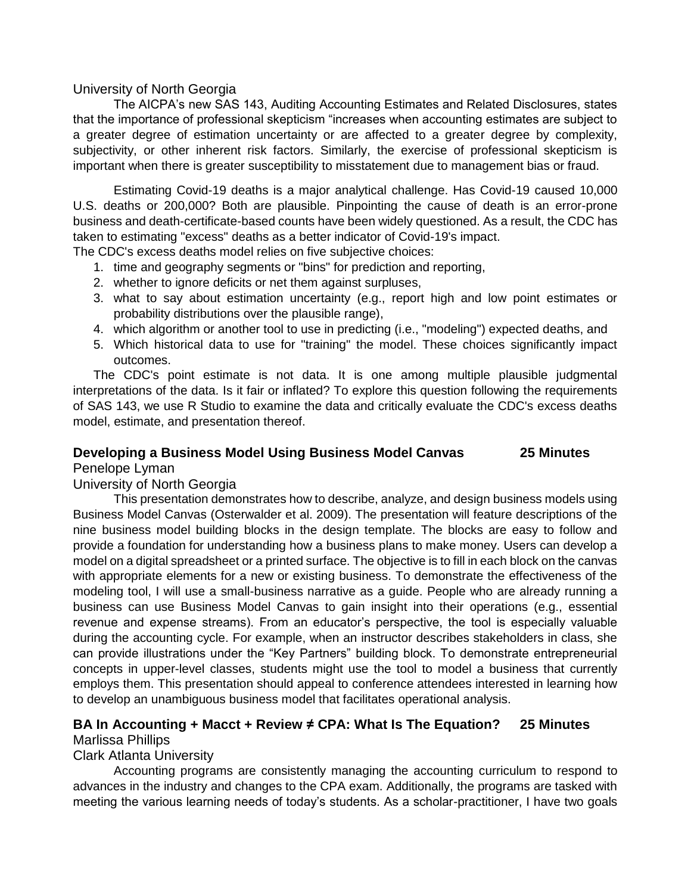University of North Georgia

The AICPA's new SAS 143, Auditing Accounting Estimates and Related Disclosures, states that the importance of professional skepticism "increases when accounting estimates are subject to a greater degree of estimation uncertainty or are affected to a greater degree by complexity, subjectivity, or other inherent risk factors. Similarly, the exercise of professional skepticism is important when there is greater susceptibility to misstatement due to management bias or fraud.

Estimating Covid-19 deaths is a major analytical challenge. Has Covid-19 caused 10,000 U.S. deaths or 200,000? Both are plausible. Pinpointing the cause of death is an error-prone business and death-certificate-based counts have been widely questioned. As a result, the CDC has taken to estimating "excess" deaths as a better indicator of Covid-19's impact.

The CDC's excess deaths model relies on five subjective choices:

1. time and geography segments or "bins" for prediction and reporting,
2. whether to ignore deficits or net them against surpluses,
3. what to say about estimation uncertainty (e.g., report high and low point estimates or probability distributions over the plausible range),
4. which algorithm or another tool to use in predicting (i.e., "modeling") expected deaths, and
5. Which historical data to use for "training" the model. These choices significantly impact outcomes.

The CDC's point estimate is not data. It is one among multiple plausible judgmental interpretations of the data. Is it fair or inflated? To explore this question following the requirements of SAS 143, we use R Studio to examine the data and critically evaluate the CDC's excess deaths model, estimate, and presentation thereof.

### Developing a Business Model Using Business Model Canvas — 25 Minutes

Penelope Lyman

University of North Georgia

This presentation demonstrates how to describe, analyze, and design business models using Business Model Canvas (Osterwalder et al. 2009). The presentation will feature descriptions of the nine business model building blocks in the design template. The blocks are easy to follow and provide a foundation for understanding how a business plans to make money. Users can develop a model on a digital spreadsheet or a printed surface. The objective is to fill in each block on the canvas with appropriate elements for a new or existing business. To demonstrate the effectiveness of the modeling tool, I will use a small-business narrative as a guide. People who are already running a business can use Business Model Canvas to gain insight into their operations (e.g., essential revenue and expense streams). From an educator's perspective, the tool is especially valuable during the accounting cycle. For example, when an instructor describes stakeholders in class, she can provide illustrations under the "Key Partners" building block. To demonstrate entrepreneurial concepts in upper-level classes, students might use the tool to model a business that currently employs them. This presentation should appeal to conference attendees interested in learning how to develop an unambiguous business model that facilitates operational analysis.

### BA In Accounting + Macct + Review ≠ CPA: What Is The Equation? — 25 Minutes

Marlissa Phillips

Clark Atlanta University

Accounting programs are consistently managing the accounting curriculum to respond to advances in the industry and changes to the CPA exam. Additionally, the programs are tasked with meeting the various learning needs of today's students. As a scholar-practitioner, I have two goals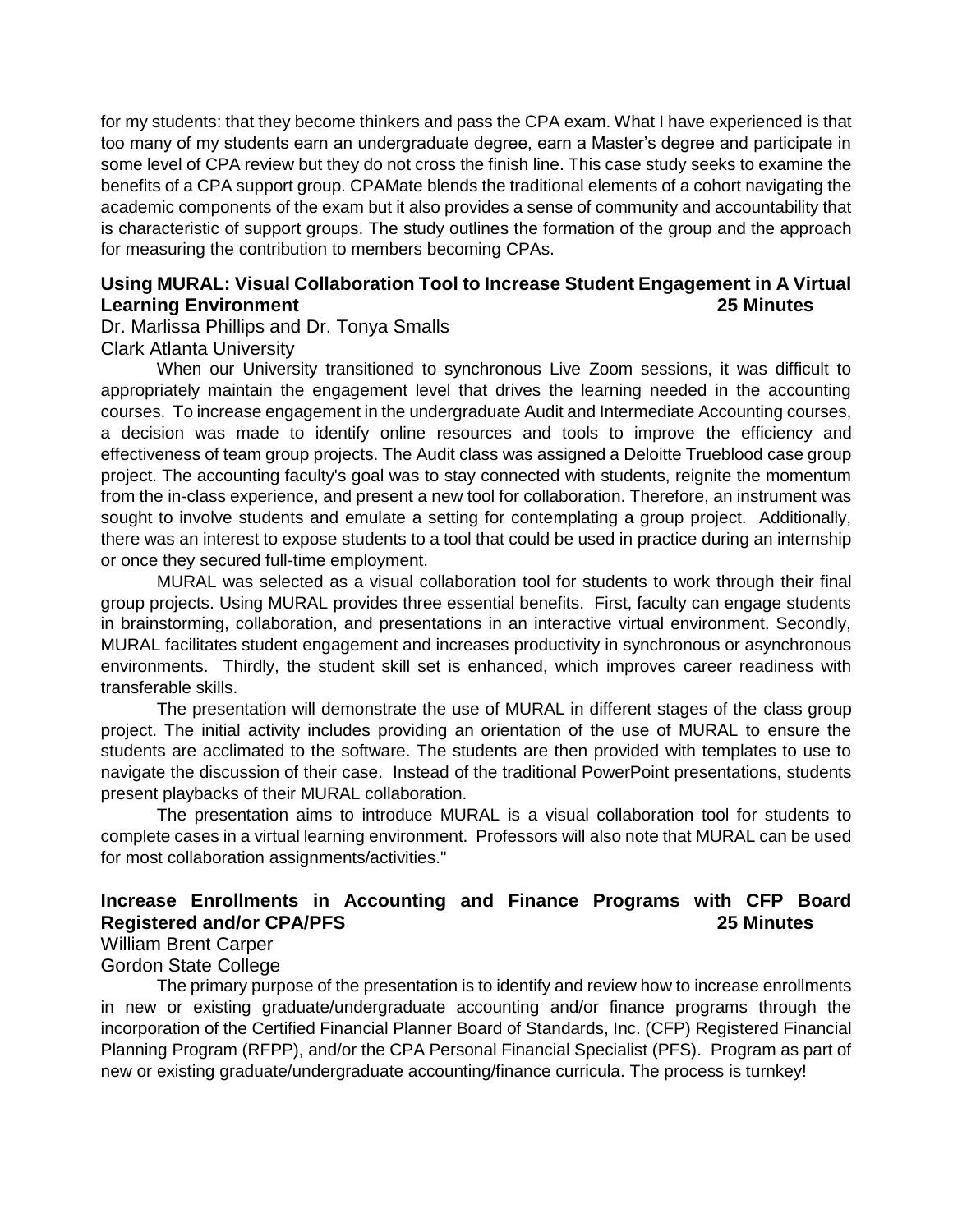for my students: that they become thinkers and pass the CPA exam. What I have experienced is that too many of my students earn an undergraduate degree, earn a Master's degree and participate in some level of CPA review but they do not cross the finish line. This case study seeks to examine the benefits of a CPA support group. CPAMate blends the traditional elements of a cohort navigating the academic components of the exam but it also provides a sense of community and accountability that is characteristic of support groups. The study outlines the formation of the group and the approach for measuring the contribution to members becoming CPAs.

**Using MURAL: Visual Collaboration Tool to Increase Student Engagement in A Virtual Learning Environment** **25 Minutes**

Dr. Marlissa Phillips and Dr. Tonya Smalls
Clark Atlanta University

When our University transitioned to synchronous Live Zoom sessions, it was difficult to appropriately maintain the engagement level that drives the learning needed in the accounting courses. To increase engagement in the undergraduate Audit and Intermediate Accounting courses, a decision was made to identify online resources and tools to improve the efficiency and effectiveness of team group projects. The Audit class was assigned a Deloitte Trueblood case group project. The accounting faculty's goal was to stay connected with students, reignite the momentum from the in-class experience, and present a new tool for collaboration. Therefore, an instrument was sought to involve students and emulate a setting for contemplating a group project. Additionally, there was an interest to expose students to a tool that could be used in practice during an internship or once they secured full-time employment.

MURAL was selected as a visual collaboration tool for students to work through their final group projects. Using MURAL provides three essential benefits. First, faculty can engage students in brainstorming, collaboration, and presentations in an interactive virtual environment. Secondly, MURAL facilitates student engagement and increases productivity in synchronous or asynchronous environments. Thirdly, the student skill set is enhanced, which improves career readiness with transferable skills.

The presentation will demonstrate the use of MURAL in different stages of the class group project. The initial activity includes providing an orientation of the use of MURAL to ensure the students are acclimated to the software. The students are then provided with templates to use to navigate the discussion of their case. Instead of the traditional PowerPoint presentations, students present playbacks of their MURAL collaboration.

The presentation aims to introduce MURAL is a visual collaboration tool for students to complete cases in a virtual learning environment. Professors will also note that MURAL can be used for most collaboration assignments/activities."

**Increase Enrollments in Accounting and Finance Programs with CFP Board Registered and/or CPA/PFS** **25 Minutes**

William Brent Carper
Gordon State College

The primary purpose of the presentation is to identify and review how to increase enrollments in new or existing graduate/undergraduate accounting and/or finance programs through the incorporation of the Certified Financial Planner Board of Standards, Inc. (CFP) Registered Financial Planning Program (RFPP), and/or the CPA Personal Financial Specialist (PFS). Program as part of new or existing graduate/undergraduate accounting/finance curricula. The process is turnkey!